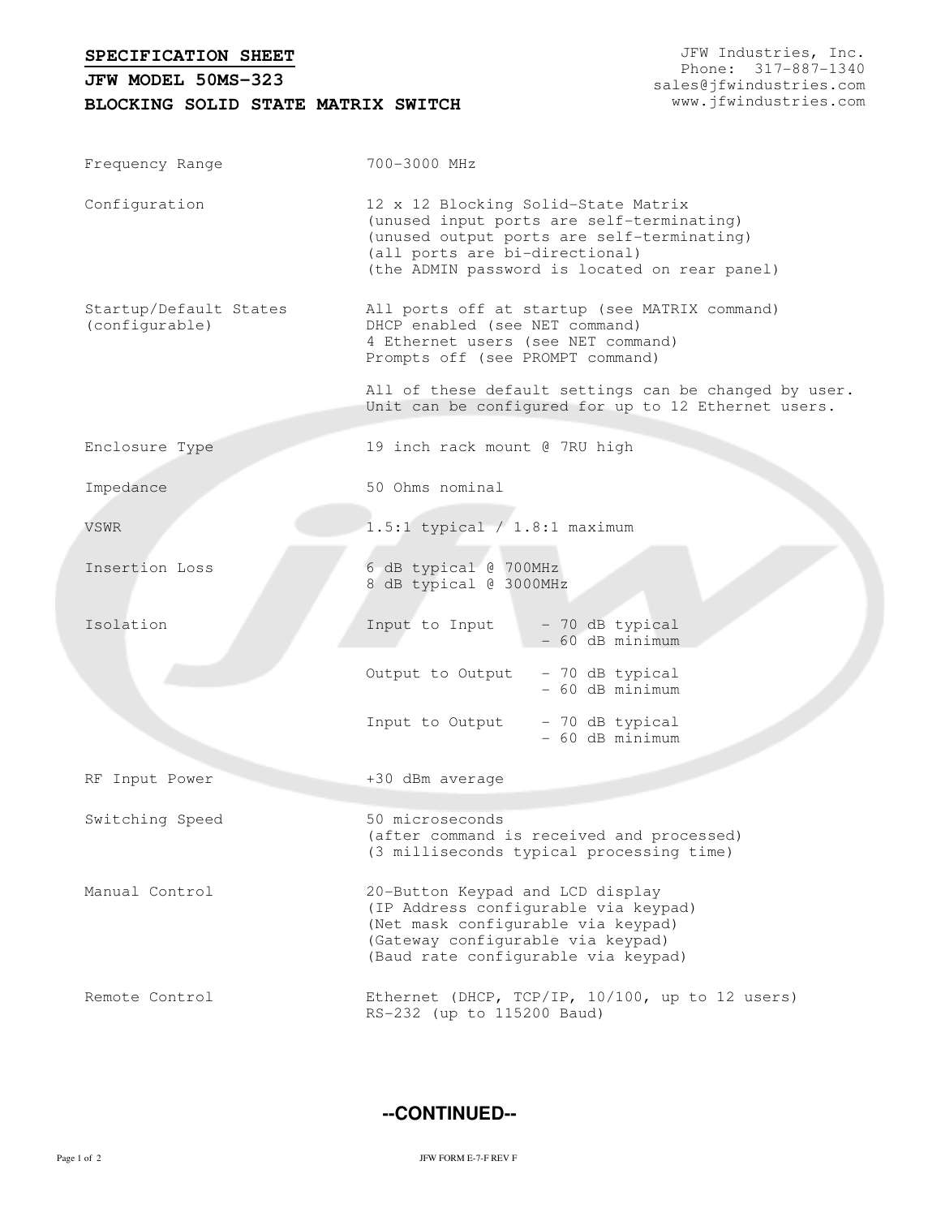**SPECIFICATION SHEET**

**JFW MODEL 50MS-323**

**BLOCKING SOLID STATE MATRIX SWITCH**

JFW Industries, Inc.
Phone: 317-887-1340
sales@jfwindustries.com
www.jfwindustries.com

| | |
|---|---|
| Frequency Range | 700-3000 MHz |
| Configuration | 12 x 12 Blocking Solid-State Matrix<br>(unused input ports are self-terminating)<br>(unused output ports are self-terminating)<br>(all ports are bi-directional)<br>(the ADMIN password is located on rear panel) |
| Startup/Default States (configurable) | All ports off at startup (see MATRIX command)<br>DHCP enabled (see NET command)<br>4 Ethernet users (see NET command)<br>Prompts off (see PROMPT command)<br><br>All of these default settings can be changed by user.<br>Unit can be configured for up to 12 Ethernet users. |
| Enclosure Type | 19 inch rack mount @ 7RU high |
| Impedance | 50 Ohms nominal |
| VSWR | 1.5:1 typical / 1.8:1 maximum |
| Insertion Loss | 6 dB typical @ 700MHz<br>8 dB typical @ 3000MHz |
| Isolation | Input to Input - 70 dB typical<br>- 60 dB minimum<br><br>Output to Output - 70 dB typical<br>- 60 dB minimum<br><br>Input to Output - 70 dB typical<br>- 60 dB minimum |
| RF Input Power | +30 dBm average |
| Switching Speed | 50 microseconds<br>(after command is received and processed)<br>(3 milliseconds typical processing time) |
| Manual Control | 20-Button Keypad and LCD display<br>(IP Address configurable via keypad)<br>(Net mask configurable via keypad)<br>(Gateway configurable via keypad)<br>(Baud rate configurable via keypad) |
| Remote Control | Ethernet (DHCP, TCP/IP, 10/100, up to 12 users)<br>RS-232 (up to 115200 Baud) |

**--CONTINUED--**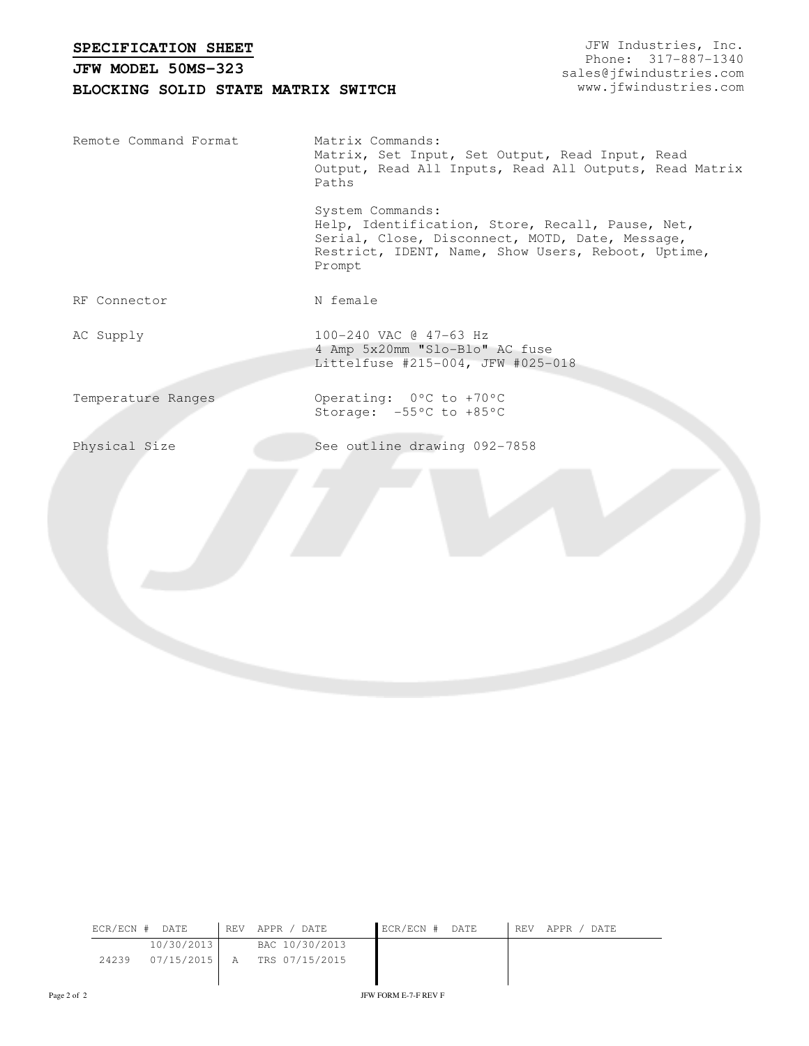**SPECIFICATION SHEET**

**JFW MODEL 50MS-323**

**BLOCKING SOLID STATE MATRIX SWITCH**

JFW Industries, Inc.
Phone: 317-887-1340
sales@jfwindustries.com
www.jfwindustries.com

| | |
|---|---|
| Remote Command Format | Matrix Commands:<br>Matrix, Set Input, Set Output, Read Input, Read Output, Read All Inputs, Read All Outputs, Read Matrix Paths<br><br>System Commands:<br>Help, Identification, Store, Recall, Pause, Net, Serial, Close, Disconnect, MOTD, Date, Message, Restrict, IDENT, Name, Show Users, Reboot, Uptime, Prompt |
| RF Connector | N female |
| AC Supply | 100-240 VAC @ 47-63 Hz<br>4 Amp 5x20mm "Slo-Blo" AC fuse<br>Littelfuse #215-004, JFW #025-018 |
| Temperature Ranges | Operating: 0°C to +70°C<br>Storage: -55°C to +85°C |
| Physical Size | See outline drawing 092-7858 |

| ECR/ECN # | DATE | REV | APPR / DATE | ECR/ECN # | DATE | REV | APPR / DATE |
|---|---|---|---|---|---|---|---|
| | 10/30/2013 | | BAC 10/30/2013 | | | | |
| 24239 | 07/15/2015 | A | TRS 07/15/2015 | | | | |

JFW FORM E-7-F REV F